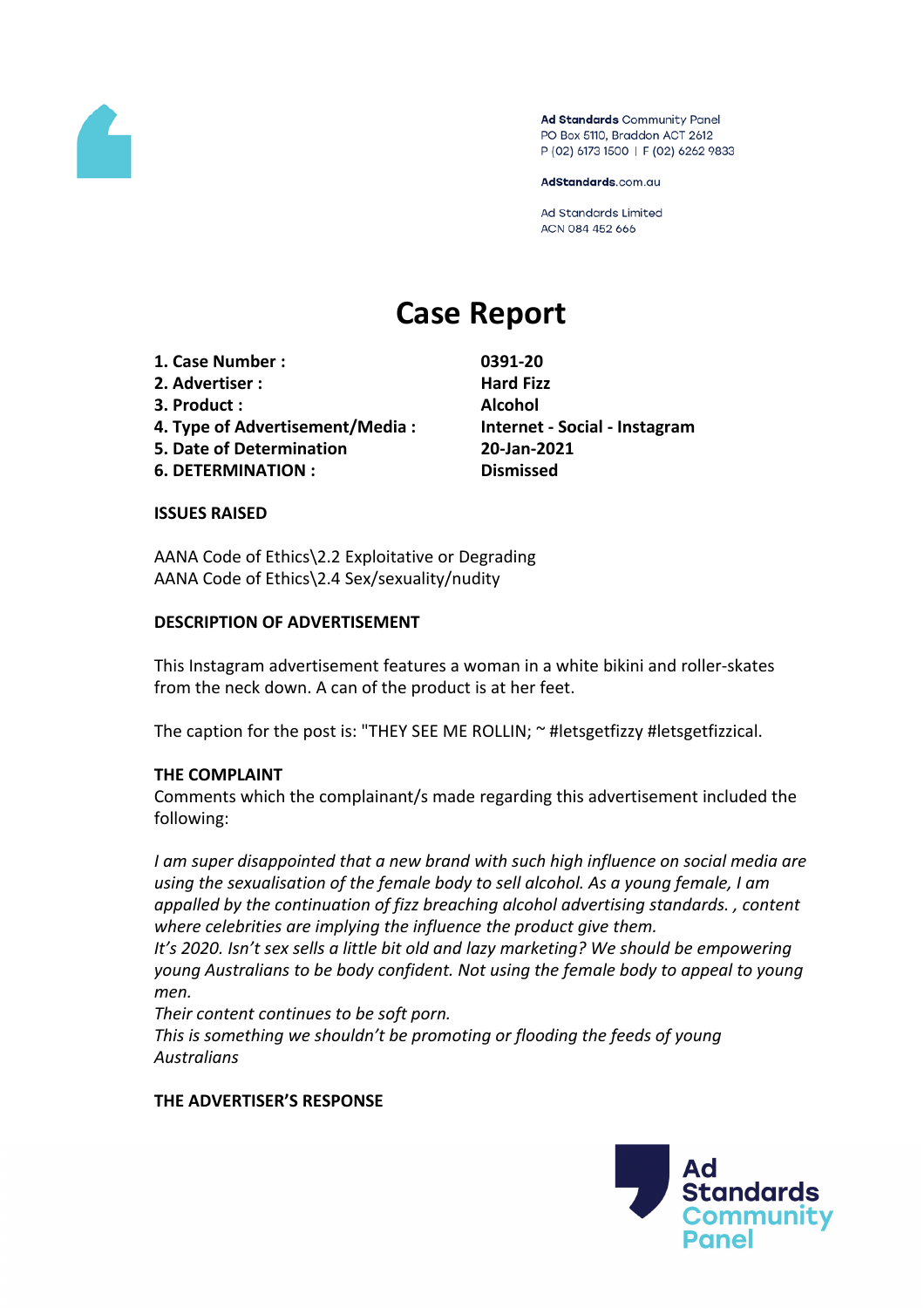Ad Standards Community Panel
PO Box 5110, Braddon ACT 2612
P (02) 6173 1500 | F (02) 6262 9833

AdStandards.com.au

Ad Standards Limited
ACN 084 452 666

# Case Report

| | |
|---|---|
| **1. Case Number :** | **0391-20** |
| **2. Advertiser :** | **Hard Fizz** |
| **3. Product :** | **Alcohol** |
| **4. Type of Advertisement/Media :** | **Internet - Social - Instagram** |
| **5. Date of Determination** | **20-Jan-2021** |
| **6. DETERMINATION :** | **Dismissed** |

**ISSUES RAISED**

AANA Code of Ethics\2.2 Exploitative or Degrading
AANA Code of Ethics\2.4 Sex/sexuality/nudity

**DESCRIPTION OF ADVERTISEMENT**

This Instagram advertisement features a woman in a white bikini and roller-skates from the neck down. A can of the product is at her feet.

The caption for the post is: "THEY SEE ME ROLLIN; ~ #letsgetfizzy #letsgetfizzical.

**THE COMPLAINT**

Comments which the complainant/s made regarding this advertisement included the following:

*I am super disappointed that a new brand with such high influence on social media are using the sexualisation of the female body to sell alcohol. As a young female, I am appalled by the continuation of fizz breaching alcohol advertising standards. , content where celebrities are implying the influence the product give them.*
*It's 2020. Isn't sex sells a little bit old and lazy marketing? We should be empowering young Australians to be body confident. Not using the female body to appeal to young men.*
*Their content continues to be soft porn.*
*This is something we shouldn't be promoting or flooding the feeds of young Australians*

**THE ADVERTISER'S RESPONSE**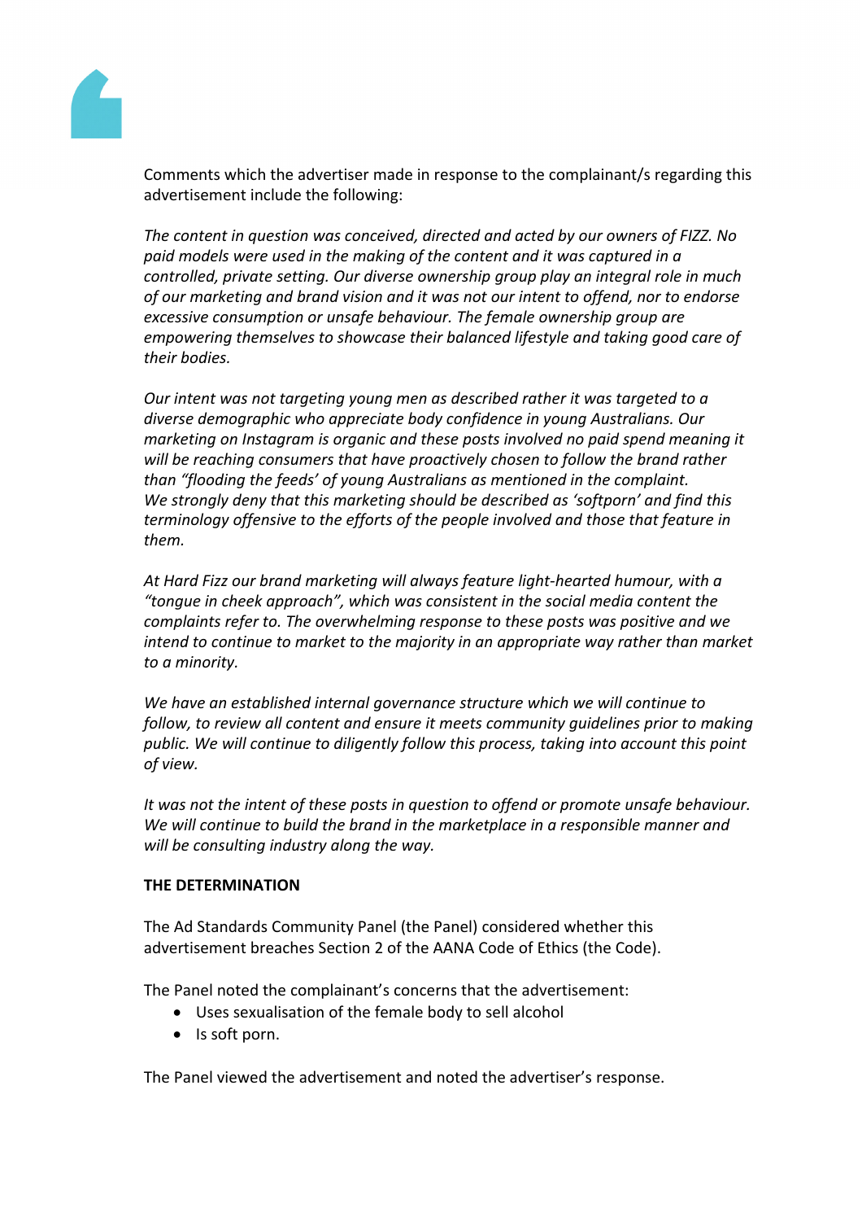Comments which the advertiser made in response to the complainant/s regarding this advertisement include the following:

*The content in question was conceived, directed and acted by our owners of FIZZ. No paid models were used in the making of the content and it was captured in a controlled, private setting. Our diverse ownership group play an integral role in much of our marketing and brand vision and it was not our intent to offend, nor to endorse excessive consumption or unsafe behaviour. The female ownership group are empowering themselves to showcase their balanced lifestyle and taking good care of their bodies.*

*Our intent was not targeting young men as described rather it was targeted to a diverse demographic who appreciate body confidence in young Australians. Our marketing on Instagram is organic and these posts involved no paid spend meaning it will be reaching consumers that have proactively chosen to follow the brand rather than "flooding the feeds' of young Australians as mentioned in the complaint. We strongly deny that this marketing should be described as 'softporn' and find this terminology offensive to the efforts of the people involved and those that feature in them.*

*At Hard Fizz our brand marketing will always feature light-hearted humour, with a "tongue in cheek approach", which was consistent in the social media content the complaints refer to. The overwhelming response to these posts was positive and we intend to continue to market to the majority in an appropriate way rather than market to a minority.*

*We have an established internal governance structure which we will continue to follow, to review all content and ensure it meets community guidelines prior to making public. We will continue to diligently follow this process, taking into account this point of view.*

*It was not the intent of these posts in question to offend or promote unsafe behaviour. We will continue to build the brand in the marketplace in a responsible manner and will be consulting industry along the way.*

**THE DETERMINATION**

The Ad Standards Community Panel (the Panel) considered whether this advertisement breaches Section 2 of the AANA Code of Ethics (the Code).

The Panel noted the complainant's concerns that the advertisement:

- Uses sexualisation of the female body to sell alcohol
- Is soft porn.

The Panel viewed the advertisement and noted the advertiser's response.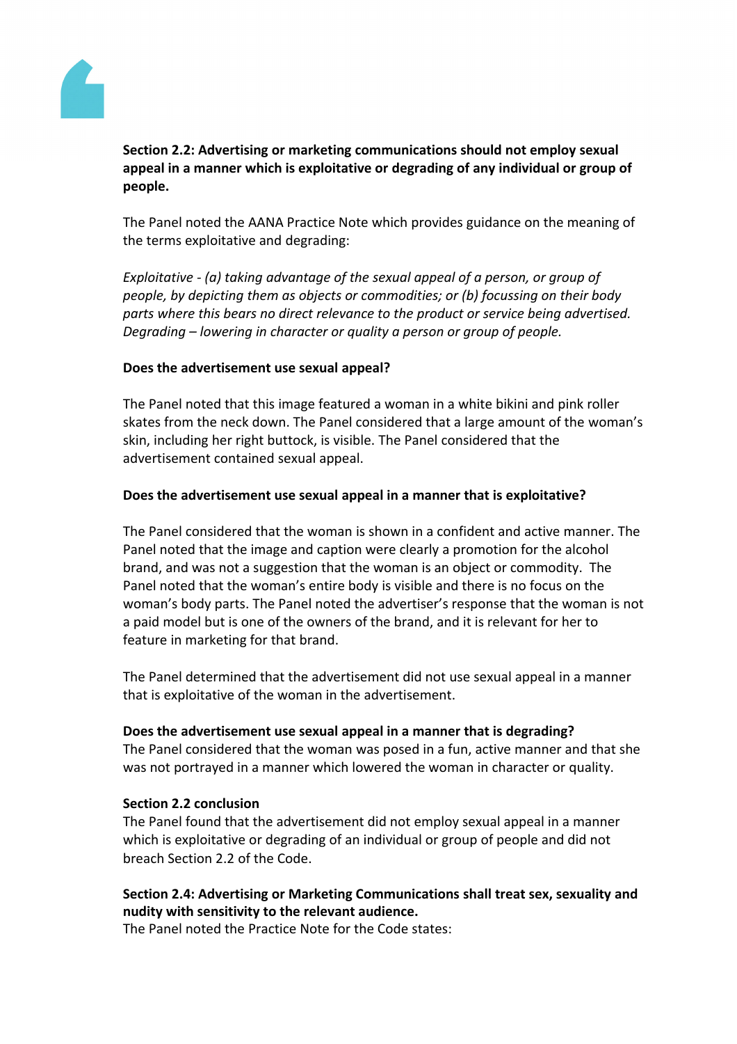**Section 2.2: Advertising or marketing communications should not employ sexual appeal in a manner which is exploitative or degrading of any individual or group of people.**

The Panel noted the AANA Practice Note which provides guidance on the meaning of the terms exploitative and degrading:

*Exploitative - (a) taking advantage of the sexual appeal of a person, or group of people, by depicting them as objects or commodities; or (b) focussing on their body parts where this bears no direct relevance to the product or service being advertised. Degrading – lowering in character or quality a person or group of people.*

**Does the advertisement use sexual appeal?**

The Panel noted that this image featured a woman in a white bikini and pink roller skates from the neck down. The Panel considered that a large amount of the woman's skin, including her right buttock, is visible. The Panel considered that the advertisement contained sexual appeal.

**Does the advertisement use sexual appeal in a manner that is exploitative?**

The Panel considered that the woman is shown in a confident and active manner. The Panel noted that the image and caption were clearly a promotion for the alcohol brand, and was not a suggestion that the woman is an object or commodity. The Panel noted that the woman's entire body is visible and there is no focus on the woman's body parts. The Panel noted the advertiser's response that the woman is not a paid model but is one of the owners of the brand, and it is relevant for her to feature in marketing for that brand.

The Panel determined that the advertisement did not use sexual appeal in a manner that is exploitative of the woman in the advertisement.

**Does the advertisement use sexual appeal in a manner that is degrading?**

The Panel considered that the woman was posed in a fun, active manner and that she was not portrayed in a manner which lowered the woman in character or quality.

**Section 2.2 conclusion**

The Panel found that the advertisement did not employ sexual appeal in a manner which is exploitative or degrading of an individual or group of people and did not breach Section 2.2 of the Code.

**Section 2.4: Advertising or Marketing Communications shall treat sex, sexuality and nudity with sensitivity to the relevant audience.**

The Panel noted the Practice Note for the Code states: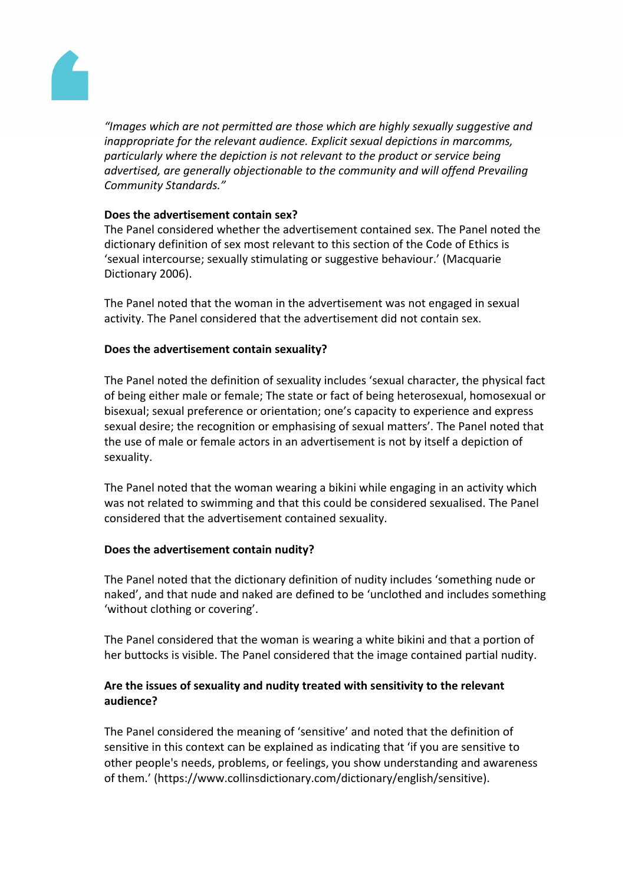*"Images which are not permitted are those which are highly sexually suggestive and inappropriate for the relevant audience. Explicit sexual depictions in marcomms, particularly where the depiction is not relevant to the product or service being advertised, are generally objectionable to the community and will offend Prevailing Community Standards."*

**Does the advertisement contain sex?**

The Panel considered whether the advertisement contained sex. The Panel noted the dictionary definition of sex most relevant to this section of the Code of Ethics is 'sexual intercourse; sexually stimulating or suggestive behaviour.' (Macquarie Dictionary 2006).

The Panel noted that the woman in the advertisement was not engaged in sexual activity. The Panel considered that the advertisement did not contain sex.

**Does the advertisement contain sexuality?**

The Panel noted the definition of sexuality includes 'sexual character, the physical fact of being either male or female; The state or fact of being heterosexual, homosexual or bisexual; sexual preference or orientation; one's capacity to experience and express sexual desire; the recognition or emphasising of sexual matters'. The Panel noted that the use of male or female actors in an advertisement is not by itself a depiction of sexuality.

The Panel noted that the woman wearing a bikini while engaging in an activity which was not related to swimming and that this could be considered sexualised. The Panel considered that the advertisement contained sexuality.

**Does the advertisement contain nudity?**

The Panel noted that the dictionary definition of nudity includes 'something nude or naked', and that nude and naked are defined to be 'unclothed and includes something 'without clothing or covering'.

The Panel considered that the woman is wearing a white bikini and that a portion of her buttocks is visible. The Panel considered that the image contained partial nudity.

**Are the issues of sexuality and nudity treated with sensitivity to the relevant audience?**

The Panel considered the meaning of 'sensitive' and noted that the definition of sensitive in this context can be explained as indicating that 'if you are sensitive to other people's needs, problems, or feelings, you show understanding and awareness of them.' (https://www.collinsdictionary.com/dictionary/english/sensitive).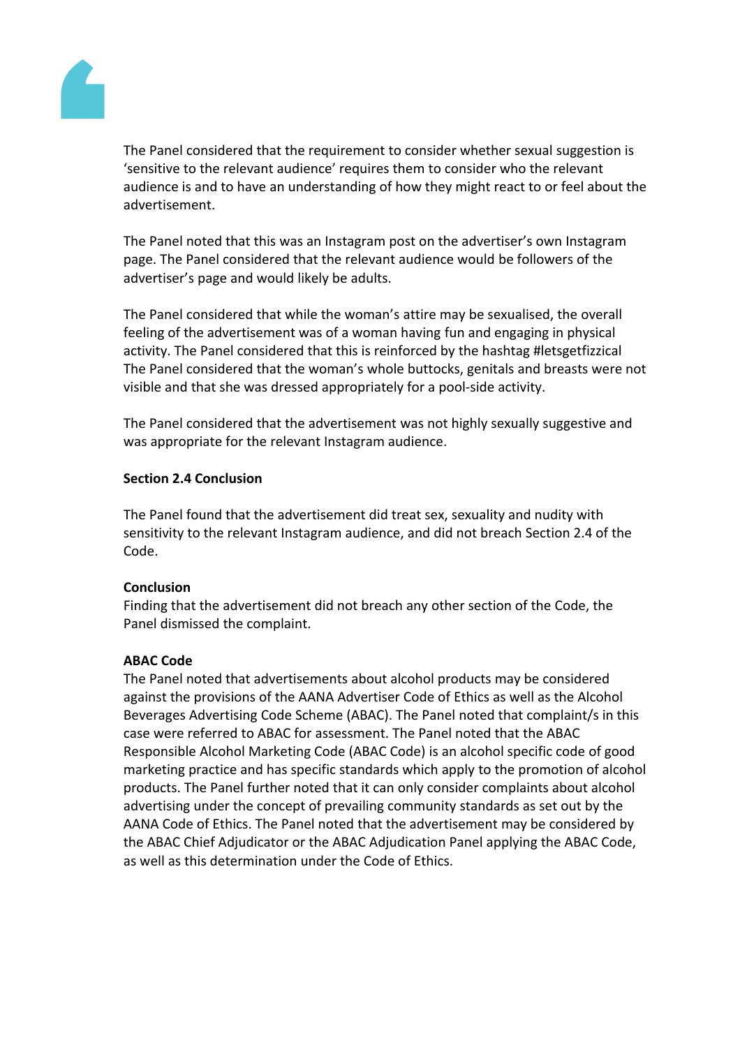The Panel considered that the requirement to consider whether sexual suggestion is 'sensitive to the relevant audience' requires them to consider who the relevant audience is and to have an understanding of how they might react to or feel about the advertisement.

The Panel noted that this was an Instagram post on the advertiser's own Instagram page. The Panel considered that the relevant audience would be followers of the advertiser's page and would likely be adults.

The Panel considered that while the woman's attire may be sexualised, the overall feeling of the advertisement was of a woman having fun and engaging in physical activity. The Panel considered that this is reinforced by the hashtag #letsgetfizzical The Panel considered that the woman's whole buttocks, genitals and breasts were not visible and that she was dressed appropriately for a pool-side activity.

The Panel considered that the advertisement was not highly sexually suggestive and was appropriate for the relevant Instagram audience.

**Section 2.4 Conclusion**

The Panel found that the advertisement did treat sex, sexuality and nudity with sensitivity to the relevant Instagram audience, and did not breach Section 2.4 of the Code.

**Conclusion**

Finding that the advertisement did not breach any other section of the Code, the Panel dismissed the complaint.

**ABAC Code**

The Panel noted that advertisements about alcohol products may be considered against the provisions of the AANA Advertiser Code of Ethics as well as the Alcohol Beverages Advertising Code Scheme (ABAC). The Panel noted that complaint/s in this case were referred to ABAC for assessment. The Panel noted that the ABAC Responsible Alcohol Marketing Code (ABAC Code) is an alcohol specific code of good marketing practice and has specific standards which apply to the promotion of alcohol products. The Panel further noted that it can only consider complaints about alcohol advertising under the concept of prevailing community standards as set out by the AANA Code of Ethics. The Panel noted that the advertisement may be considered by the ABAC Chief Adjudicator or the ABAC Adjudication Panel applying the ABAC Code, as well as this determination under the Code of Ethics.